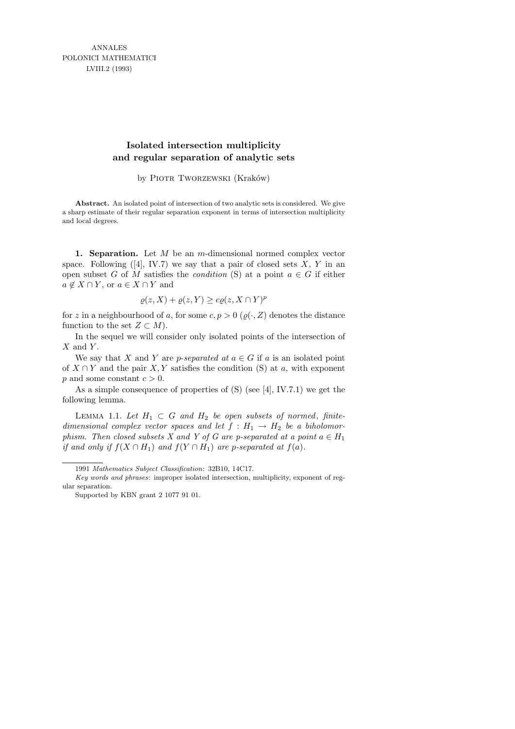# Isolated intersection multiplicity and regular separation of analytic sets

by Piotr Tworzewski (Kraków)

**Abstract.** An isolated point of intersection of two analytic sets is considered. We give a sharp estimate of their regular separation exponent in terms of intersection multiplicity and local degrees.

**1. Separation.** Let $M$ be an $m$-dimensional normed complex vector space. Following ([4], IV.7) we say that a pair of closed sets $X$, $Y$ in an open subset $G$ of $M$ satisfies the *condition* (S) at a point $a \in G$ if either $a \notin X \cap Y$, or $a \in X \cap Y$ and

$$\varrho(z, X) + \varrho(z, Y) \geq c\varrho(z, X \cap Y)^p$$

for $z$ in a neighbourhood of $a$, for some $c, p > 0$ ($\varrho(\cdot, Z)$ denotes the distance function to the set $Z \subset M$).

In the sequel we will consider only isolated points of the intersection of $X$ and $Y$.

We say that $X$ and $Y$ are *$p$-separated at $a \in G$* if $a$ is an isolated point of $X \cap Y$ and the pair $X, Y$ satisfies the condition (S) at $a$, with exponent $p$ and some constant $c > 0$.

As a simple consequence of properties of (S) (see [4], IV.7.1) we get the following lemma.

Lemma 1.1. *Let $H_1 \subset G$ and $H_2$ be open subsets of normed, finite-dimensional complex vector spaces and let $f : H_1 \to H_2$ be a biholomorphism. Then closed subsets $X$ and $Y$ of $G$ are $p$-separated at a point $a \in H_1$ if and only if $f(X \cap H_1)$ and $f(Y \cap H_1)$ are $p$-separated at $f(a)$.*

---

1991 *Mathematics Subject Classification*: 32B10, 14C17.

*Key words and phrases*: improper isolated intersection, multiplicity, exponent of regular separation.

Supported by KBN grant 2 1077 91 01.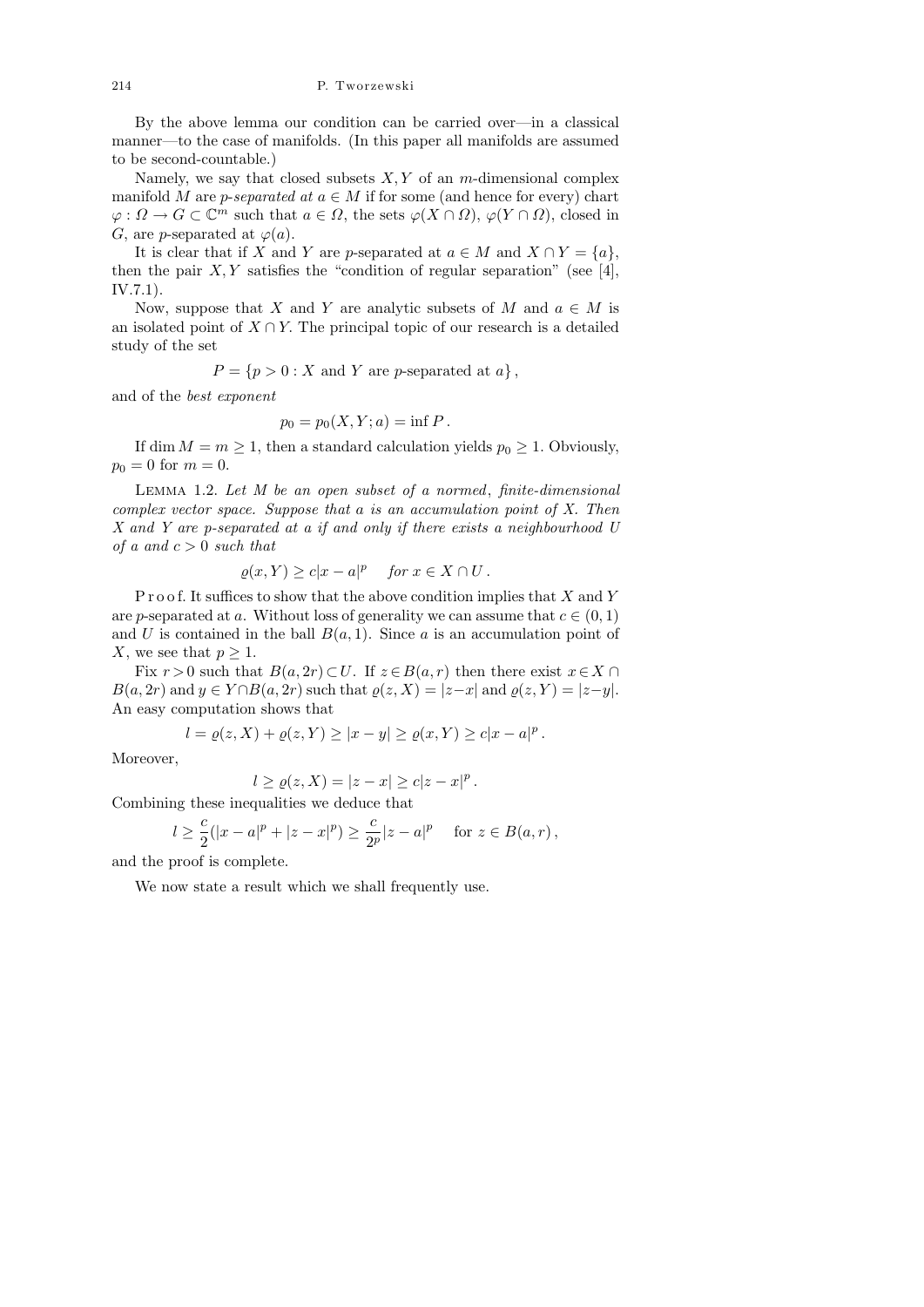By the above lemma our condition can be carried over—in a classical manner—to the case of manifolds. (In this paper all manifolds are assumed to be second-countable.)

Namely, we say that closed subsets $X, Y$ of an $m$-dimensional complex manifold $M$ are *$p$-separated at $a \in M$* if for some (and hence for every) chart $\varphi : \Omega \to G \subset \mathbb{C}^m$ such that $a \in \Omega$, the sets $\varphi(X \cap \Omega)$, $\varphi(Y \cap \Omega)$, closed in $G$, are $p$-separated at $\varphi(a)$.

It is clear that if $X$ and $Y$ are $p$-separated at $a \in M$ and $X \cap Y = \{a\}$, then the pair $X, Y$ satisfies the "condition of regular separation" (see [4], IV.7.1).

Now, suppose that $X$ and $Y$ are analytic subsets of $M$ and $a \in M$ is an isolated point of $X \cap Y$. The principal topic of our research is a detailed study of the set

$$P = \{p > 0 : X \text{ and } Y \text{ are } p\text{-separated at } a\},$$

and of the *best exponent*

$$p_0 = p_0(X, Y; a) = \inf P .$$

If $\dim M = m \geq 1$, then a standard calculation yields $p_0 \geq 1$. Obviously, $p_0 = 0$ for $m = 0$.

Lemma 1.2. *Let $M$ be an open subset of a normed, finite-dimensional complex vector space. Suppose that $a$ is an accumulation point of $X$. Then $X$ and $Y$ are $p$-separated at $a$ if and only if there exists a neighbourhood $U$ of $a$ and $c > 0$ such that*

$$\varrho(x, Y) \geq c|x - a|^p \quad \textit{for } x \in X \cap U .$$

Proof. It suffices to show that the above condition implies that $X$ and $Y$ are $p$-separated at $a$. Without loss of generality we can assume that $c \in (0, 1)$ and $U$ is contained in the ball $B(a, 1)$. Since $a$ is an accumulation point of $X$, we see that $p \geq 1$.

Fix $r > 0$ such that $B(a, 2r) \subset U$. If $z \in B(a, r)$ then there exist $x \in X \cap B(a, 2r)$ and $y \in Y \cap B(a, 2r)$ such that $\varrho(z, X) = |z - x|$ and $\varrho(z, Y) = |z - y|$. An easy computation shows that

$$l = \varrho(z, X) + \varrho(z, Y) \geq |x - y| \geq \varrho(x, Y) \geq c|x - a|^p .$$

Moreover,

$$l \geq \varrho(z, X) = |z - x| \geq c|z - x|^p .$$

Combining these inequalities we deduce that

$$l \geq \frac{c}{2}(|x - a|^p + |z - x|^p) \geq \frac{c}{2^p}|z - a|^p \quad \text{for } z \in B(a, r) ,$$

and the proof is complete.

We now state a result which we shall frequently use.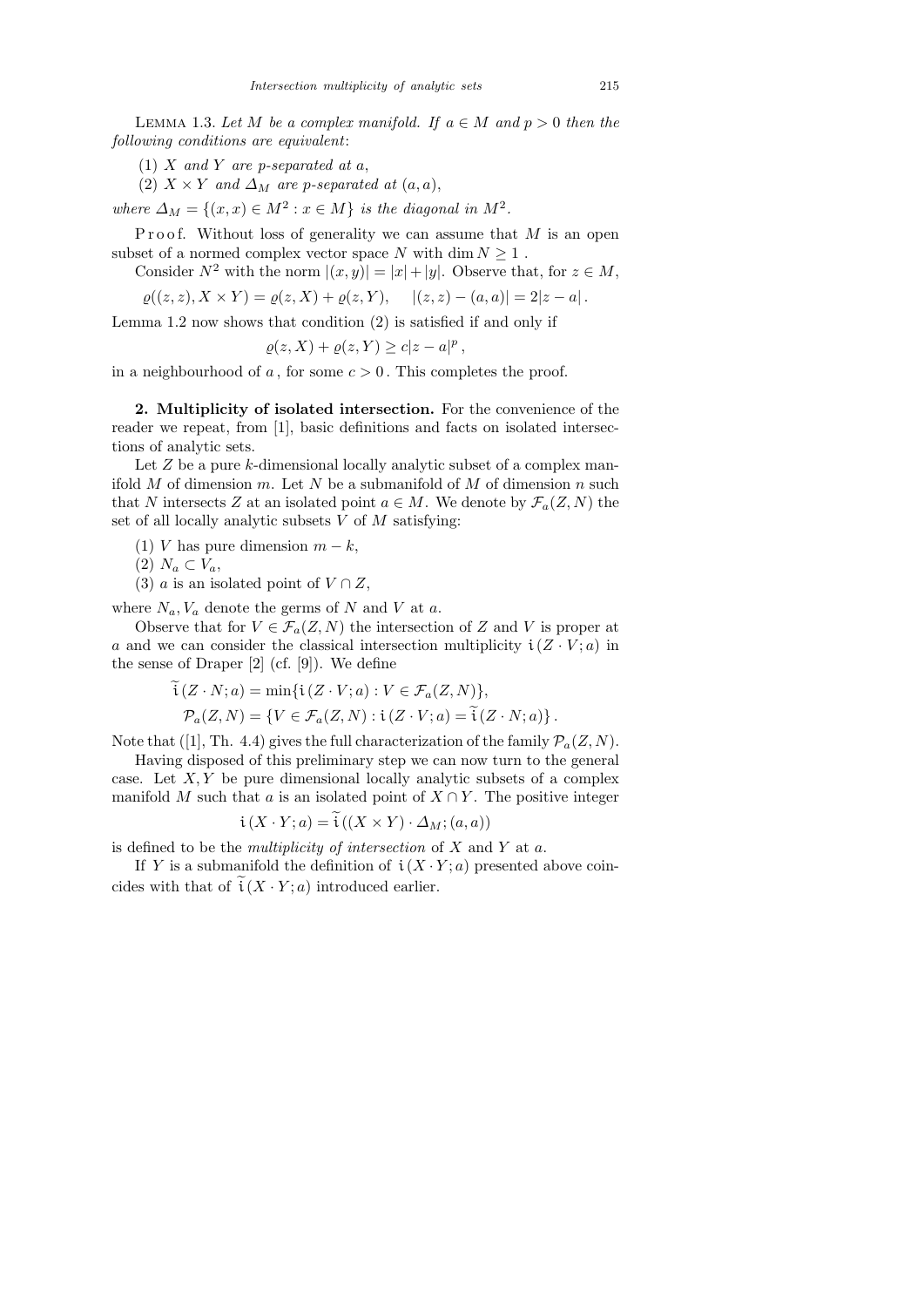Lemma 1.3. *Let $M$ be a complex manifold. If $a \in M$ and $p > 0$ then the following conditions are equivalent*:

(1) $X$ *and* $Y$ *are* $p$*-separated at* $a$,

(2) $X \times Y$ *and* $\Delta_M$ *are* $p$*-separated at* $(a, a)$,

*where* $\Delta_M = \{(x, x) \in M^2 : x \in M\}$ *is the diagonal in* $M^2$.

Proof. Without loss of generality we can assume that $M$ is an open subset of a normed complex vector space $N$ with $\dim N \geq 1$.

Consider $N^2$ with the norm $|(x, y)| = |x| + |y|$. Observe that, for $z \in M$,

$$\varrho((z, z), X \times Y) = \varrho(z, X) + \varrho(z, Y), \qquad |(z, z) - (a, a)| = 2|z - a|.$$

Lemma 1.2 now shows that condition (2) is satisfied if and only if

$$\varrho(z, X) + \varrho(z, Y) \geq c|z - a|^p,$$

in a neighbourhood of $a$, for some $c > 0$. This completes the proof.

**2. Multiplicity of isolated intersection.** For the convenience of the reader we repeat, from [1], basic definitions and facts on isolated intersections of analytic sets.

Let $Z$ be a pure $k$-dimensional locally analytic subset of a complex manifold $M$ of dimension $m$. Let $N$ be a submanifold of $M$ of dimension $n$ such that $N$ intersects $Z$ at an isolated point $a \in M$. We denote by $\mathcal{F}_a(Z, N)$ the set of all locally analytic subsets $V$ of $M$ satisfying:

(1) $V$ has pure dimension $m - k$,

(2) $N_a \subset V_a$,

(3) $a$ is an isolated point of $V \cap Z$,

where $N_a, V_a$ denote the germs of $N$ and $V$ at $a$.

Observe that for $V \in \mathcal{F}_a(Z, N)$ the intersection of $Z$ and $V$ is proper at $a$ and we can consider the classical intersection multiplicity $\mathfrak{i}(Z \cdot V; a)$ in the sense of Draper [2] (cf. [9]). We define

$$\widetilde{\mathfrak{i}}(Z \cdot N; a) = \min\{\mathfrak{i}(Z \cdot V; a) : V \in \mathcal{F}_a(Z, N)\},$$
$$\mathcal{P}_a(Z, N) = \{V \in \mathcal{F}_a(Z, N) : \mathfrak{i}(Z \cdot V; a) = \widetilde{\mathfrak{i}}(Z \cdot N; a)\}.$$

Note that ([1], Th. 4.4) gives the full characterization of the family $\mathcal{P}_a(Z, N)$.

Having disposed of this preliminary step we can now turn to the general case. Let $X, Y$ be pure dimensional locally analytic subsets of a complex manifold $M$ such that $a$ is an isolated point of $X \cap Y$. The positive integer

$$\mathfrak{i}(X \cdot Y; a) = \widetilde{\mathfrak{i}}((X \times Y) \cdot \Delta_M; (a, a))$$

is defined to be the *multiplicity of intersection* of $X$ and $Y$ at $a$.

If $Y$ is a submanifold the definition of $\mathfrak{i}(X \cdot Y; a)$ presented above coincides with that of $\widetilde{\mathfrak{i}}(X \cdot Y; a)$ introduced earlier.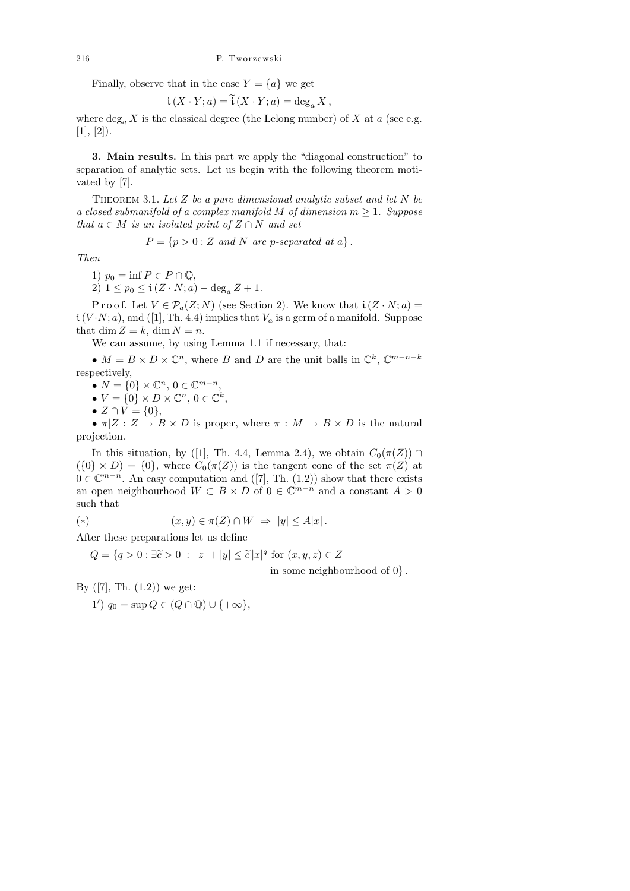Finally, observe that in the case $Y = \{a\}$ we get

$$\mathfrak{i}\,(X \cdot Y; a) = \widetilde{\mathfrak{i}}\,(X \cdot Y; a) = \deg_a X\,,$$

where $\deg_a X$ is the classical degree (the Lelong number) of $X$ at $a$ (see e.g. [1], [2]).

**3. Main results.** In this part we apply the "diagonal construction" to separation of analytic sets. Let us begin with the following theorem motivated by [7].

THEOREM 3.1. *Let $Z$ be a pure dimensional analytic subset and let $N$ be a closed submanifold of a complex manifold $M$ of dimension $m \geq 1$. Suppose that $a \in M$ is an isolated point of $Z \cap N$ and set*

$$P = \{p > 0 : Z \text{ and } N \text{ are } p\text{-separated at } a\}\,.$$

*Then*

1) $p_0 = \inf P \in P \cap \mathbb{Q}$,
2) $1 \leq p_0 \leq \mathfrak{i}\,(Z \cdot N; a) - \deg_a Z + 1$.

Proof. Let $V \in \mathcal{P}_a(Z; N)$ (see Section 2). We know that $\mathfrak{i}\,(Z \cdot N; a) = \mathfrak{i}\,(V \cdot N; a)$, and ([1], Th. 4.4) implies that $V_a$ is a germ of a manifold. Suppose that $\dim Z = k$, $\dim N = n$.

We can assume, by using Lemma 1.1 if necessary, that:

- $M = B \times D \times \mathbb{C}^n$, where $B$ and $D$ are the unit balls in $\mathbb{C}^k$, $\mathbb{C}^{m-n-k}$ respectively,
- $N = \{0\} \times \mathbb{C}^n$, $0 \in \mathbb{C}^{m-n}$,
- $V = \{0\} \times D \times \mathbb{C}^n$, $0 \in \mathbb{C}^k$,
- $Z \cap V = \{0\}$,
- $\pi|Z : Z \to B \times D$ is proper, where $\pi : M \to B \times D$ is the natural projection.

In this situation, by ([1], Th. 4.4, Lemma 2.4), we obtain $C_0(\pi(Z)) \cap (\{0\} \times D) = \{0\}$, where $C_0(\pi(Z))$ is the tangent cone of the set $\pi(Z)$ at $0 \in \mathbb{C}^{m-n}$. An easy computation and ([7], Th. (1.2)) show that there exists an open neighbourhood $W \subset B \times D$ of $0 \in \mathbb{C}^{m-n}$ and a constant $A > 0$ such that

$$(*) \qquad (x, y) \in \pi(Z) \cap W \;\Rightarrow\; |y| \leq A|x|\,.$$

After these preparations let us define

$$Q = \{q > 0 : \exists \widetilde{c} > 0 \;:\; |z| + |y| \leq \widetilde{c}\,|x|^q \text{ for } (x, y, z) \in Z \text{ in some neighbourhood of } 0\}\,.$$

By ([7], Th. (1.2)) we get:

1′) $q_0 = \sup Q \in (Q \cap \mathbb{Q}) \cup \{+\infty\}$,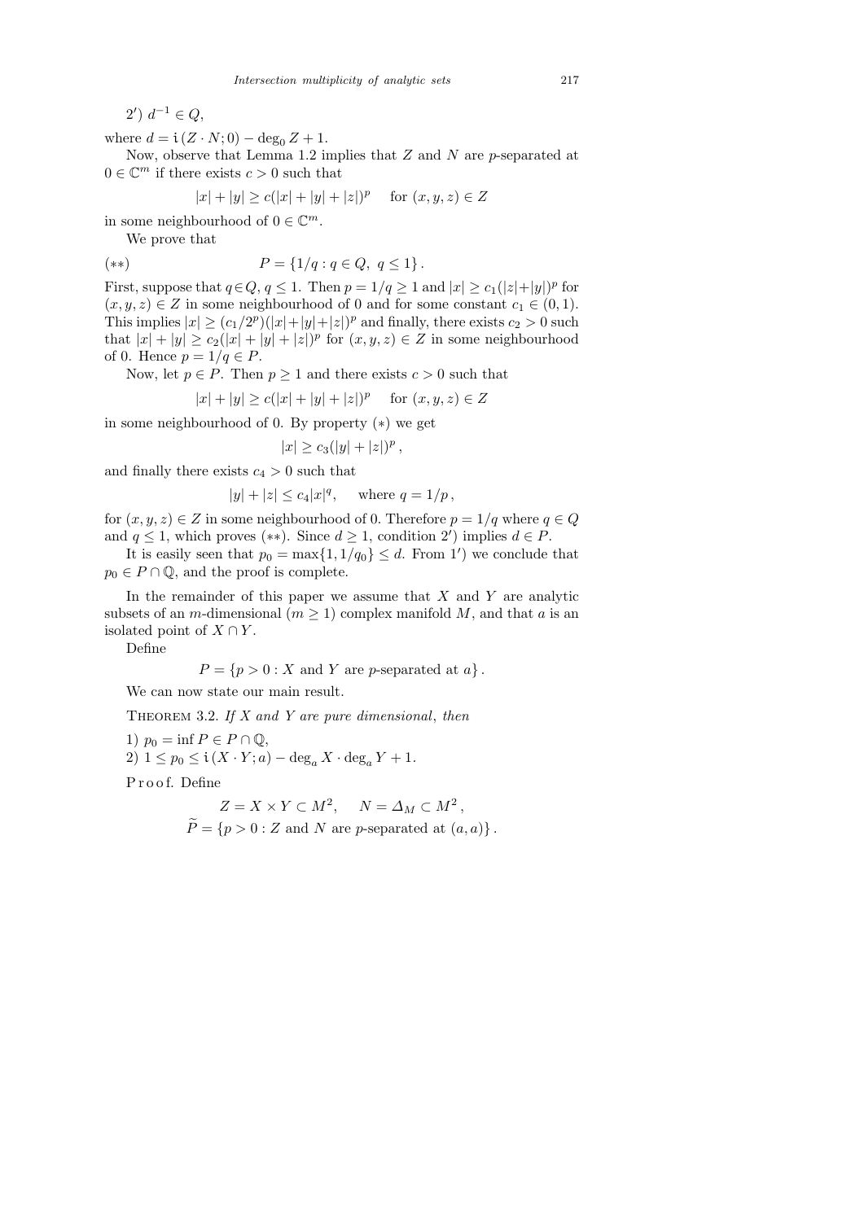2′) $d^{-1} \in Q$,

where $d = \mathfrak{i}\,(Z \cdot N; 0) - \deg_0 Z + 1$.

Now, observe that Lemma 1.2 implies that $Z$ and $N$ are $p$-separated at $0 \in \mathbb{C}^m$ if there exists $c > 0$ such that

$$|x| + |y| \geq c(|x| + |y| + |z|)^p \quad \text{for } (x, y, z) \in Z$$

in some neighbourhood of $0 \in \mathbb{C}^m$.

We prove that

$$(**) \qquad P = \{1/q : q \in Q,\ q \leq 1\}.$$

First, suppose that $q \in Q$, $q \leq 1$. Then $p = 1/q \geq 1$ and $|x| \geq c_1(|z|+|y|)^p$ for $(x, y, z) \in Z$ in some neighbourhood of 0 and for some constant $c_1 \in (0, 1)$. This implies $|x| \geq (c_1/2^p)(|x|+|y|+|z|)^p$ and finally, there exists $c_2 > 0$ such that $|x| + |y| \geq c_2(|x| + |y| + |z|)^p$ for $(x, y, z) \in Z$ in some neighbourhood of 0. Hence $p = 1/q \in P$.

Now, let $p \in P$. Then $p \geq 1$ and there exists $c > 0$ such that

$$|x| + |y| \geq c(|x| + |y| + |z|)^p \quad \text{for } (x, y, z) \in Z$$

in some neighbourhood of 0. By property $(*)$ we get

$$|x| \geq c_3(|y| + |z|)^p,$$

and finally there exists $c_4 > 0$ such that

$$|y| + |z| \leq c_4|x|^q, \quad \text{where } q = 1/p,$$

for $(x, y, z) \in Z$ in some neighbourhood of 0. Therefore $p = 1/q$ where $q \in Q$ and $q \leq 1$, which proves $(**)$. Since $d \geq 1$, condition 2′) implies $d \in P$.

It is easily seen that $p_0 = \max\{1, 1/q_0\} \leq d$. From 1′) we conclude that $p_0 \in P \cap \mathbb{Q}$, and the proof is complete.

In the remainder of this paper we assume that $X$ and $Y$ are analytic subsets of an $m$-dimensional ($m \geq 1$) complex manifold $M$, and that $a$ is an isolated point of $X \cap Y$.

Define

$$P = \{p > 0 : X \text{ and } Y \text{ are } p\text{-separated at } a\}.$$

We can now state our main result.

Theorem 3.2. *If $X$ and $Y$ are pure dimensional, then*

1) $p_0 = \inf P \in P \cap \mathbb{Q}$,
2) $1 \leq p_0 \leq \mathfrak{i}\,(X \cdot Y; a) - \deg_a X \cdot \deg_a Y + 1$.

Proof. Define

$$Z = X \times Y \subset M^2, \quad N = \Delta_M \subset M^2,$$
$$\widetilde{P} = \{p > 0 : Z \text{ and } N \text{ are } p\text{-separated at } (a, a)\}.$$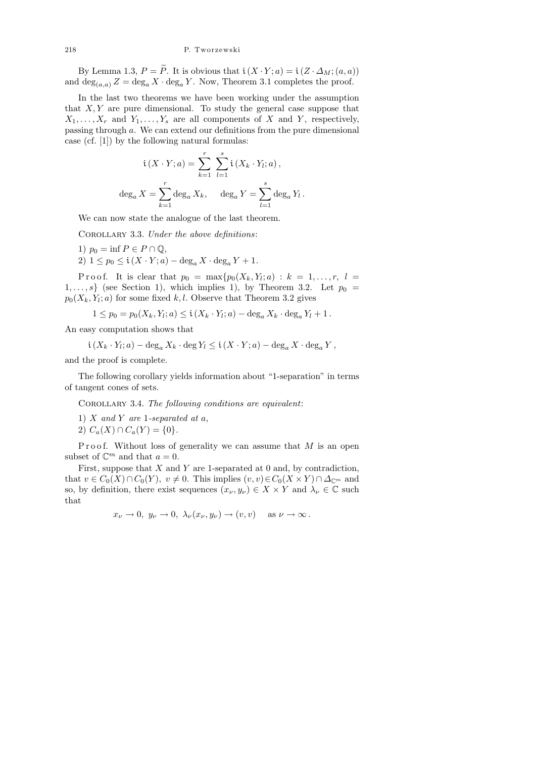By Lemma 1.3, $P = \widetilde{P}$. It is obvious that $\mathfrak{i}\,(X \cdot Y; a) = \mathfrak{i}\,(Z \cdot \Delta_M; (a,a))$ and $\deg_{(a,a)} Z = \deg_a X \cdot \deg_a Y$. Now, Theorem 3.1 completes the proof.

In the last two theorems we have been working under the assumption that $X, Y$ are pure dimensional. To study the general case suppose that $X_1, \ldots, X_r$ and $Y_1, \ldots, Y_s$ are all components of $X$ and $Y$, respectively, passing through $a$. We can extend our definitions from the pure dimensional case (cf. [1]) by the following natural formulas:

$$\mathfrak{i}\,(X \cdot Y; a) = \sum_{k=1}^{r} \sum_{l=1}^{s} \mathfrak{i}\,(X_k \cdot Y_l; a)\,,$$

$$\deg_a X = \sum_{k=1}^{r} \deg_a X_k, \qquad \deg_a Y = \sum_{l=1}^{s} \deg_a Y_l\,.$$

We can now state the analogue of the last theorem.

Corollary 3.3. *Under the above definitions*:

1) $p_0 = \inf P \in P \cap \mathbb{Q}$,
2) $1 \le p_0 \le \mathfrak{i}\,(X \cdot Y; a) - \deg_a X \cdot \deg_a Y + 1$.

Proof. It is clear that $p_0 = \max\{p_0(X_k, Y_l; a) : k = 1, \ldots, r,\ l = 1, \ldots, s\}$ (see Section 1), which implies 1), by Theorem 3.2. Let $p_0 = p_0(X_k, Y_l; a)$ for some fixed $k, l$. Observe that Theorem 3.2 gives

$$1 \le p_0 = p_0(X_k, Y_l; a) \le \mathfrak{i}\,(X_k \cdot Y_l; a) - \deg_a X_k \cdot \deg_a Y_l + 1\,.$$

An easy computation shows that

$$\mathfrak{i}\,(X_k \cdot Y_l; a) - \deg_a X_k \cdot \deg Y_l \le \mathfrak{i}\,(X \cdot Y; a) - \deg_a X \cdot \deg_a Y\,,$$

and the proof is complete.

The following corollary yields information about "1-separation" in terms of tangent cones of sets.

Corollary 3.4. *The following conditions are equivalent*:

1) $X$ *and* $Y$ *are* 1*-separated at* $a$,
2) $C_a(X) \cap C_a(Y) = \{0\}$.

Proof. Without loss of generality we can assume that $M$ is an open subset of $\mathbb{C}^m$ and that $a = 0$.

First, suppose that $X$ and $Y$ are 1-separated at 0 and, by contradiction, that $v \in C_0(X) \cap C_0(Y)$, $v \ne 0$. This implies $(v, v) \in C_0(X \times Y) \cap \Delta_{\mathbb{C}^m}$ and so, by definition, there exist sequences $(x_\nu, y_\nu) \in X \times Y$ and $\lambda_\nu \in \mathbb{C}$ such that

$$x_\nu \to 0,\ y_\nu \to 0,\ \lambda_\nu(x_\nu, y_\nu) \to (v, v) \quad \text{as } \nu \to \infty\,.$$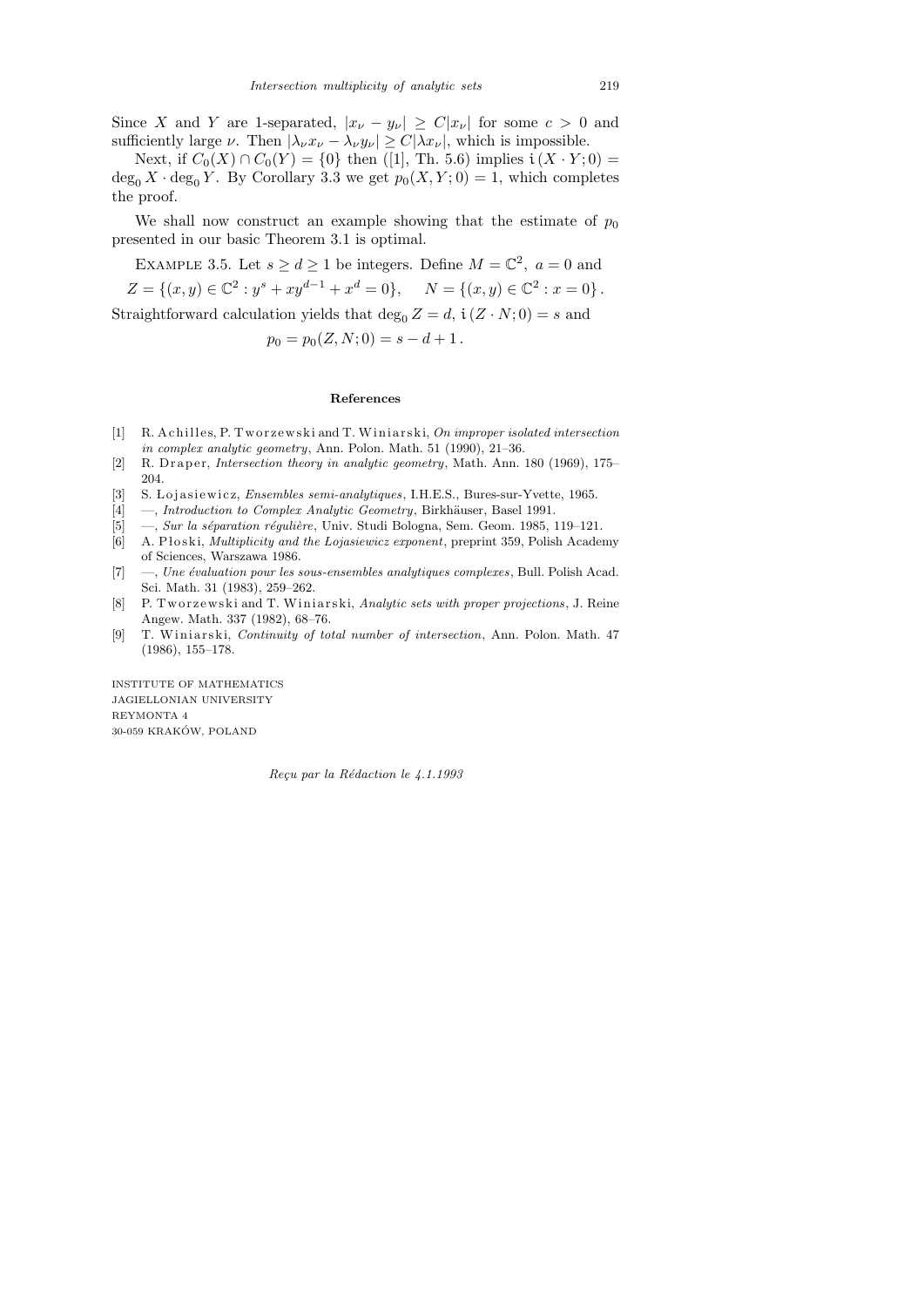Since $X$ and $Y$ are 1-separated, $|x_\nu - y_\nu| \geq C|x_\nu|$ for some $c > 0$ and sufficiently large $\nu$. Then $|\lambda_\nu x_\nu - \lambda_\nu y_\nu| \geq C|\lambda x_\nu|$, which is impossible.

Next, if $C_0(X) \cap C_0(Y) = \{0\}$ then ([1], Th. 5.6) implies $\mathrm{i}(X \cdot Y; 0) = \deg_0 X \cdot \deg_0 Y$. By Corollary 3.3 we get $p_0(X, Y; 0) = 1$, which completes the proof.

We shall now construct an example showing that the estimate of $p_0$ presented in our basic Theorem 3.1 is optimal.

Example 3.5. Let $s \geq d \geq 1$ be integers. Define $M = \mathbb{C}^2$, $a = 0$ and

$$Z = \{(x, y) \in \mathbb{C}^2 : y^s + xy^{d-1} + x^d = 0\}, \qquad N = \{(x, y) \in \mathbb{C}^2 : x = 0\}.$$

Straightforward calculation yields that $\deg_0 Z = d$, $\mathrm{i}(Z \cdot N; 0) = s$ and

$$p_0 = p_0(Z, N; 0) = s - d + 1.$$

## References

[1] R. Achilles, P. Tworzewski and T. Winiarski, *On improper isolated intersection in complex analytic geometry*, Ann. Polon. Math. 51 (1990), 21–36.

[2] R. Draper, *Intersection theory in analytic geometry*, Math. Ann. 180 (1969), 175–204.

[3] S. Łojasiewicz, *Ensembles semi-analytiques*, I.H.E.S., Bures-sur-Yvette, 1965.

[4] —, *Introduction to Complex Analytic Geometry*, Birkhäuser, Basel 1991.

[5] —, *Sur la séparation régulière*, Univ. Studi Bologna, Sem. Geom. 1985, 119–121.

[6] A. Płoski, *Multiplicity and the Łojasiewicz exponent*, preprint 359, Polish Academy of Sciences, Warszawa 1986.

[7] —, *Une évaluation pour les sous-ensembles analytiques complexes*, Bull. Polish Acad. Sci. Math. 31 (1983), 259–262.

[8] P. Tworzewski and T. Winiarski, *Analytic sets with proper projections*, J. Reine Angew. Math. 337 (1982), 68–76.

[9] T. Winiarski, *Continuity of total number of intersection*, Ann. Polon. Math. 47 (1986), 155–178.

INSTITUTE OF MATHEMATICS
JAGIELLONIAN UNIVERSITY
REYMONTA 4
30-059 KRAKÓW, POLAND

*Reçu par la Rédaction le 4.1.1993*